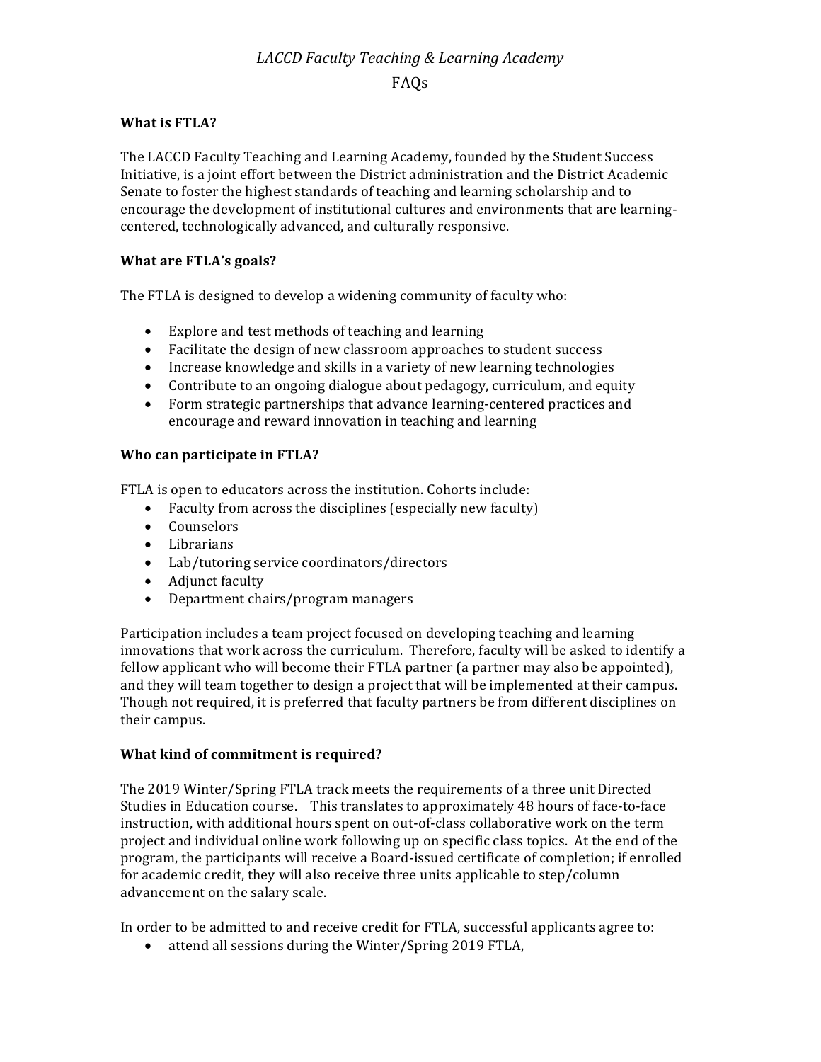*LACCD Faculty Teaching & Learning Academy*

FAQs

**What is FTLA?**

The LACCD Faculty Teaching and Learning Academy, founded by the Student Success Initiative, is a joint effort between the District administration and the District Academic Senate to foster the highest standards of teaching and learning scholarship and to encourage the development of institutional cultures and environments that are learning-centered, technologically advanced, and culturally responsive.

**What are FTLA's goals?**

The FTLA is designed to develop a widening community of faculty who:

- Explore and test methods of teaching and learning
- Facilitate the design of new classroom approaches to student success
- Increase knowledge and skills in a variety of new learning technologies
- Contribute to an ongoing dialogue about pedagogy, curriculum, and equity
- Form strategic partnerships that advance learning-centered practices and encourage and reward innovation in teaching and learning

**Who can participate in FTLA?**

FTLA is open to educators across the institution. Cohorts include:

- Faculty from across the disciplines (especially new faculty)
- Counselors
- Librarians
- Lab/tutoring service coordinators/directors
- Adjunct faculty
- Department chairs/program managers

Participation includes a team project focused on developing teaching and learning innovations that work across the curriculum. Therefore, faculty will be asked to identify a fellow applicant who will become their FTLA partner (a partner may also be appointed), and they will team together to design a project that will be implemented at their campus. Though not required, it is preferred that faculty partners be from different disciplines on their campus.

**What kind of commitment is required?**

The 2019 Winter/Spring FTLA track meets the requirements of a three unit Directed Studies in Education course. This translates to approximately 48 hours of face-to-face instruction, with additional hours spent on out-of-class collaborative work on the term project and individual online work following up on specific class topics. At the end of the program, the participants will receive a Board-issued certificate of completion; if enrolled for academic credit, they will also receive three units applicable to step/column advancement on the salary scale.

In order to be admitted to and receive credit for FTLA, successful applicants agree to:

- attend all sessions during the Winter/Spring 2019 FTLA,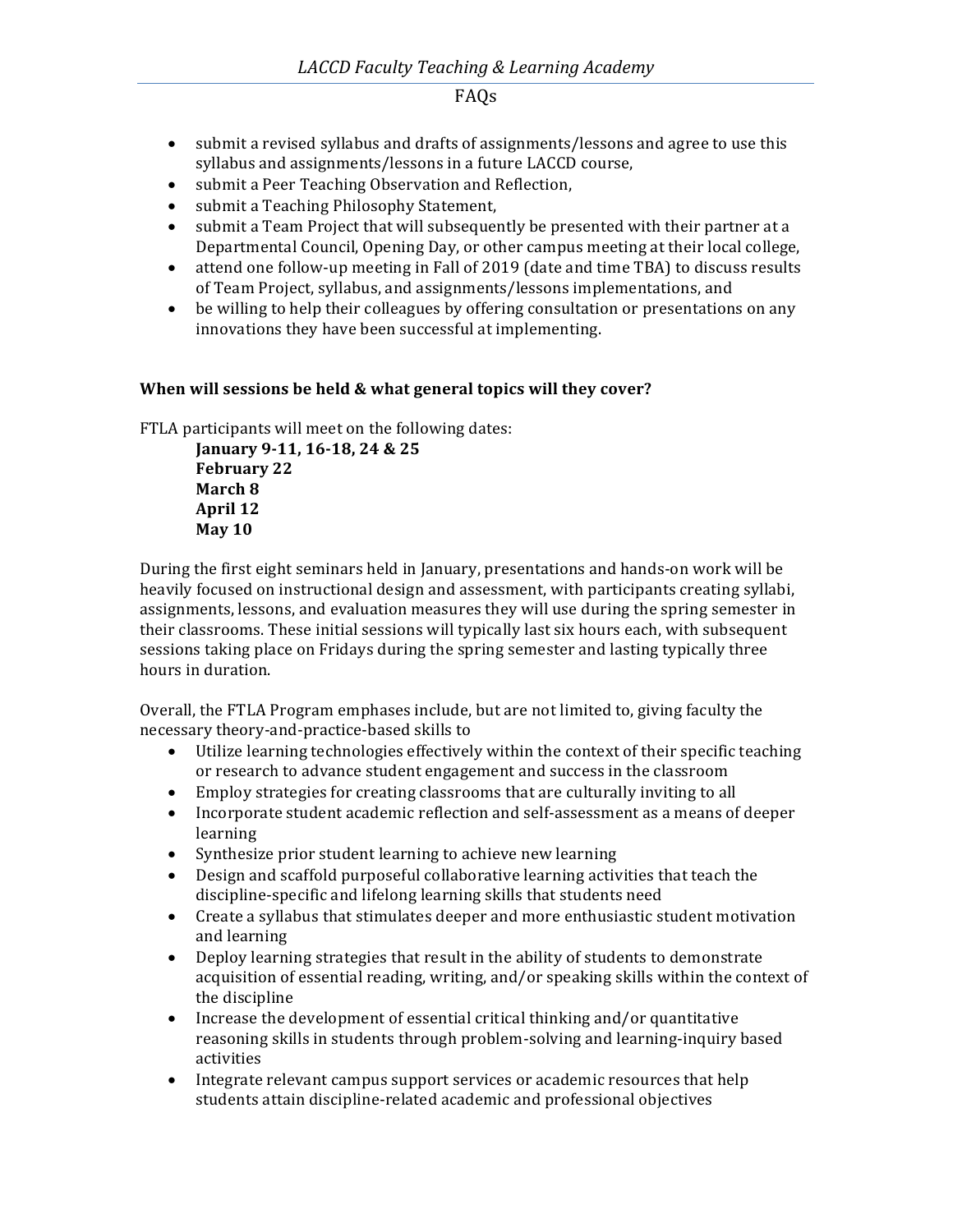- submit a revised syllabus and drafts of assignments/lessons and agree to use this syllabus and assignments/lessons in a future LACCD course,
- submit a Peer Teaching Observation and Reflection,
- submit a Teaching Philosophy Statement,
- submit a Team Project that will subsequently be presented with their partner at a Departmental Council, Opening Day, or other campus meeting at their local college,
- attend one follow-up meeting in Fall of 2019 (date and time TBA) to discuss results of Team Project, syllabus, and assignments/lessons implementations, and
- be willing to help their colleagues by offering consultation or presentations on any innovations they have been successful at implementing.

**When will sessions be held & what general topics will they cover?**

FTLA participants will meet on the following dates:

**January 9-11, 16-18, 24 & 25**
**February 22**
**March 8**
**April 12**
**May 10**

During the first eight seminars held in January, presentations and hands-on work will be heavily focused on instructional design and assessment, with participants creating syllabi, assignments, lessons, and evaluation measures they will use during the spring semester in their classrooms. These initial sessions will typically last six hours each, with subsequent sessions taking place on Fridays during the spring semester and lasting typically three hours in duration.

Overall, the FTLA Program emphases include, but are not limited to, giving faculty the necessary theory-and-practice-based skills to

- Utilize learning technologies effectively within the context of their specific teaching or research to advance student engagement and success in the classroom
- Employ strategies for creating classrooms that are culturally inviting to all
- Incorporate student academic reflection and self-assessment as a means of deeper learning
- Synthesize prior student learning to achieve new learning
- Design and scaffold purposeful collaborative learning activities that teach the discipline-specific and lifelong learning skills that students need
- Create a syllabus that stimulates deeper and more enthusiastic student motivation and learning
- Deploy learning strategies that result in the ability of students to demonstrate acquisition of essential reading, writing, and/or speaking skills within the context of the discipline
- Increase the development of essential critical thinking and/or quantitative reasoning skills in students through problem-solving and learning-inquiry based activities
- Integrate relevant campus support services or academic resources that help students attain discipline-related academic and professional objectives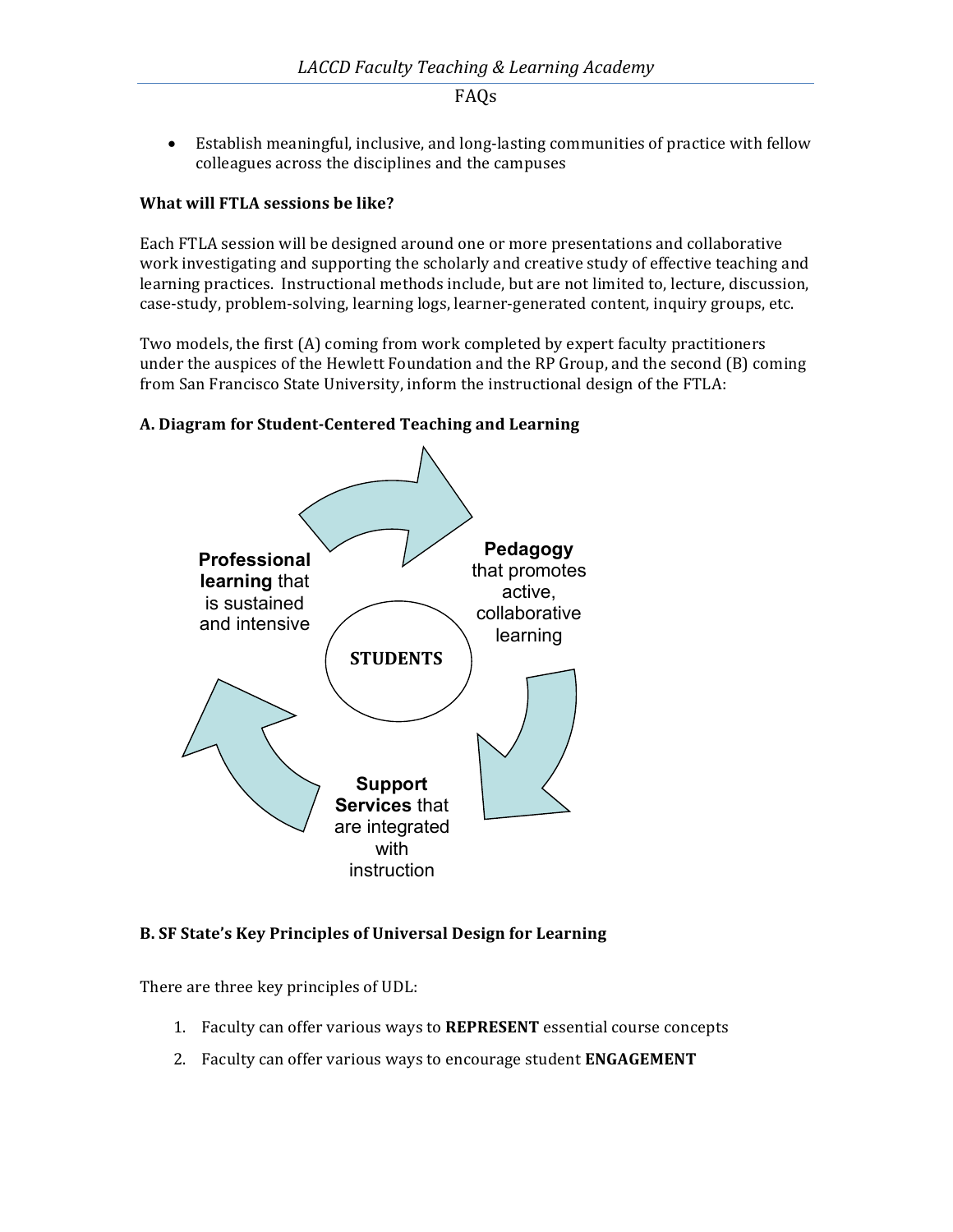- Establish meaningful, inclusive, and long-lasting communities of practice with fellow colleagues across the disciplines and the campuses

**What will FTLA sessions be like?**

Each FTLA session will be designed around one or more presentations and collaborative work investigating and supporting the scholarly and creative study of effective teaching and learning practices. Instructional methods include, but are not limited to, lecture, discussion, case-study, problem-solving, learning logs, learner-generated content, inquiry groups, etc.

Two models, the first (A) coming from work completed by expert faculty practitioners under the auspices of the Hewlett Foundation and the RP Group, and the second (B) coming from San Francisco State University, inform the instructional design of the FTLA:

**A. Diagram for Student-Centered Teaching and Learning**

**STUDENTS**

**Professional learning** that is sustained and intensive

**Pedagogy** that promotes active, collaborative learning

**Support Services** that are integrated with instruction

**B. SF State's Key Principles of Universal Design for Learning**

There are three key principles of UDL:

1. Faculty can offer various ways to **REPRESENT** essential course concepts
2. Faculty can offer various ways to encourage student **ENGAGEMENT**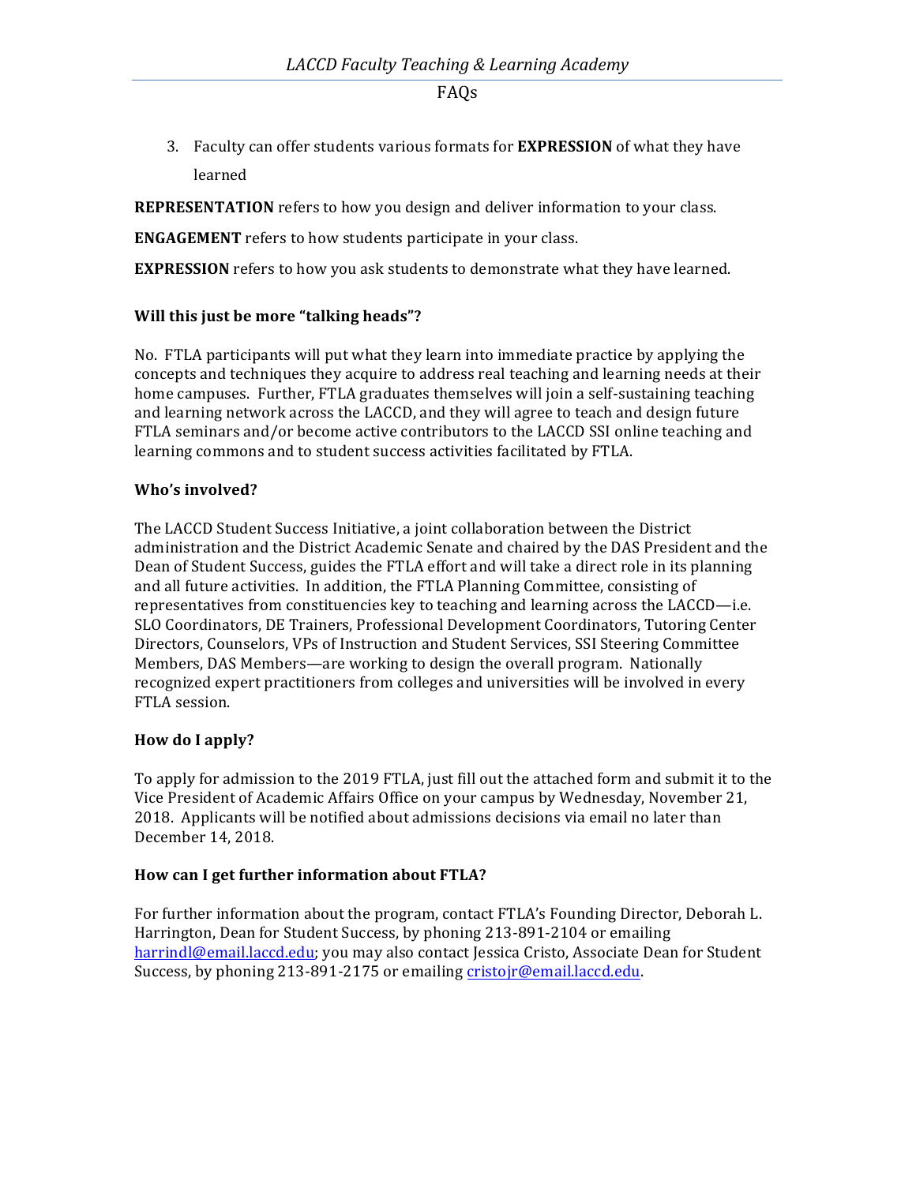3. Faculty can offer students various formats for **EXPRESSION** of what they have learned

**REPRESENTATION** refers to how you design and deliver information to your class.

**ENGAGEMENT** refers to how students participate in your class.

**EXPRESSION** refers to how you ask students to demonstrate what they have learned.

**Will this just be more "talking heads"?**

No. FTLA participants will put what they learn into immediate practice by applying the concepts and techniques they acquire to address real teaching and learning needs at their home campuses. Further, FTLA graduates themselves will join a self-sustaining teaching and learning network across the LACCD, and they will agree to teach and design future FTLA seminars and/or become active contributors to the LACCD SSI online teaching and learning commons and to student success activities facilitated by FTLA.

**Who's involved?**

The LACCD Student Success Initiative, a joint collaboration between the District administration and the District Academic Senate and chaired by the DAS President and the Dean of Student Success, guides the FTLA effort and will take a direct role in its planning and all future activities. In addition, the FTLA Planning Committee, consisting of representatives from constituencies key to teaching and learning across the LACCD—i.e. SLO Coordinators, DE Trainers, Professional Development Coordinators, Tutoring Center Directors, Counselors, VPs of Instruction and Student Services, SSI Steering Committee Members, DAS Members—are working to design the overall program. Nationally recognized expert practitioners from colleges and universities will be involved in every FTLA session.

**How do I apply?**

To apply for admission to the 2019 FTLA, just fill out the attached form and submit it to the Vice President of Academic Affairs Office on your campus by Wednesday, November 21, 2018. Applicants will be notified about admissions decisions via email no later than December 14, 2018.

**How can I get further information about FTLA?**

For further information about the program, contact FTLA's Founding Director, Deborah L. Harrington, Dean for Student Success, by phoning 213-891-2104 or emailing harrindl@email.laccd.edu; you may also contact Jessica Cristo, Associate Dean for Student Success, by phoning 213-891-2175 or emailing cristojr@email.laccd.edu.